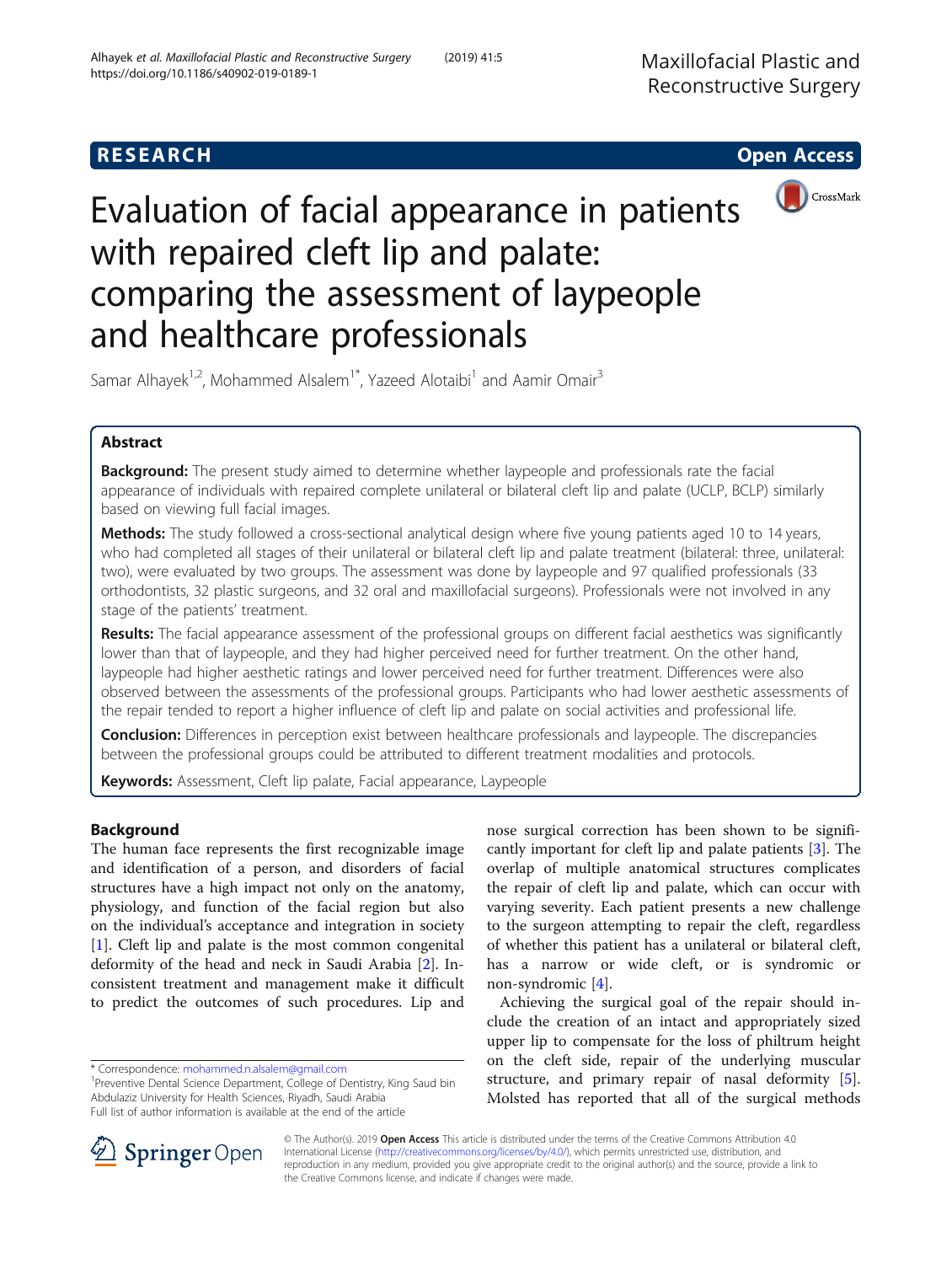RESEARCH Open Access

# Evaluation of facial appearance in patients with repaired cleft lip and palate: comparing the assessment of laypeople and healthcare professionals

Samar Alhayek[1,2], Mohammed Alsalem[1*], Yazeed Alotaibi[1] and Aamir Omair[3]

## Abstract

**Background:** The present study aimed to determine whether laypeople and professionals rate the facial appearance of individuals with repaired complete unilateral or bilateral cleft lip and palate (UCLP, BCLP) similarly based on viewing full facial images.

**Methods:** The study followed a cross-sectional analytical design where five young patients aged 10 to 14 years, who had completed all stages of their unilateral or bilateral cleft lip and palate treatment (bilateral: three, unilateral: two), were evaluated by two groups. The assessment was done by laypeople and 97 qualified professionals (33 orthodontists, 32 plastic surgeons, and 32 oral and maxillofacial surgeons). Professionals were not involved in any stage of the patients' treatment.

**Results:** The facial appearance assessment of the professional groups on different facial aesthetics was significantly lower than that of laypeople, and they had higher perceived need for further treatment. On the other hand, laypeople had higher aesthetic ratings and lower perceived need for further treatment. Differences were also observed between the assessments of the professional groups. Participants who had lower aesthetic assessments of the repair tended to report a higher influence of cleft lip and palate on social activities and professional life.

**Conclusion:** Differences in perception exist between healthcare professionals and laypeople. The discrepancies between the professional groups could be attributed to different treatment modalities and protocols.

**Keywords:** Assessment, Cleft lip palate, Facial appearance, Laypeople

## Background

The human face represents the first recognizable image and identification of a person, and disorders of facial structures have a high impact not only on the anatomy, physiology, and function of the facial region but also on the individual's acceptance and integration in society [1]. Cleft lip and palate is the most common congenital deformity of the head and neck in Saudi Arabia [2]. Inconsistent treatment and management make it difficult to predict the outcomes of such procedures. Lip and nose surgical correction has been shown to be significantly important for cleft lip and palate patients [3]. The overlap of multiple anatomical structures complicates the repair of cleft lip and palate, which can occur with varying severity. Each patient presents a new challenge to the surgeon attempting to repair the cleft, regardless of whether this patient has a unilateral or bilateral cleft, has a narrow or wide cleft, or is syndromic or non-syndromic [4].

Achieving the surgical goal of the repair should include the creation of an intact and appropriately sized upper lip to compensate for the loss of philtrum height on the cleft side, repair of the underlying muscular structure, and primary repair of nasal deformity [5]. Molsted has reported that all of the surgical methods

\* Correspondence: mohammed.n.alsalem@gmail.com
[1]Preventive Dental Science Department, College of Dentistry, King Saud bin Abdulaziz University for Health Sciences, Riyadh, Saudi Arabia
Full list of author information is available at the end of the article

© The Author(s). 2019 **Open Access** This article is distributed under the terms of the Creative Commons Attribution 4.0 International License (http://creativecommons.org/licenses/by/4.0/), which permits unrestricted use, distribution, and reproduction in any medium, provided you give appropriate credit to the original author(s) and the source, provide a link to the Creative Commons license, and indicate if changes were made.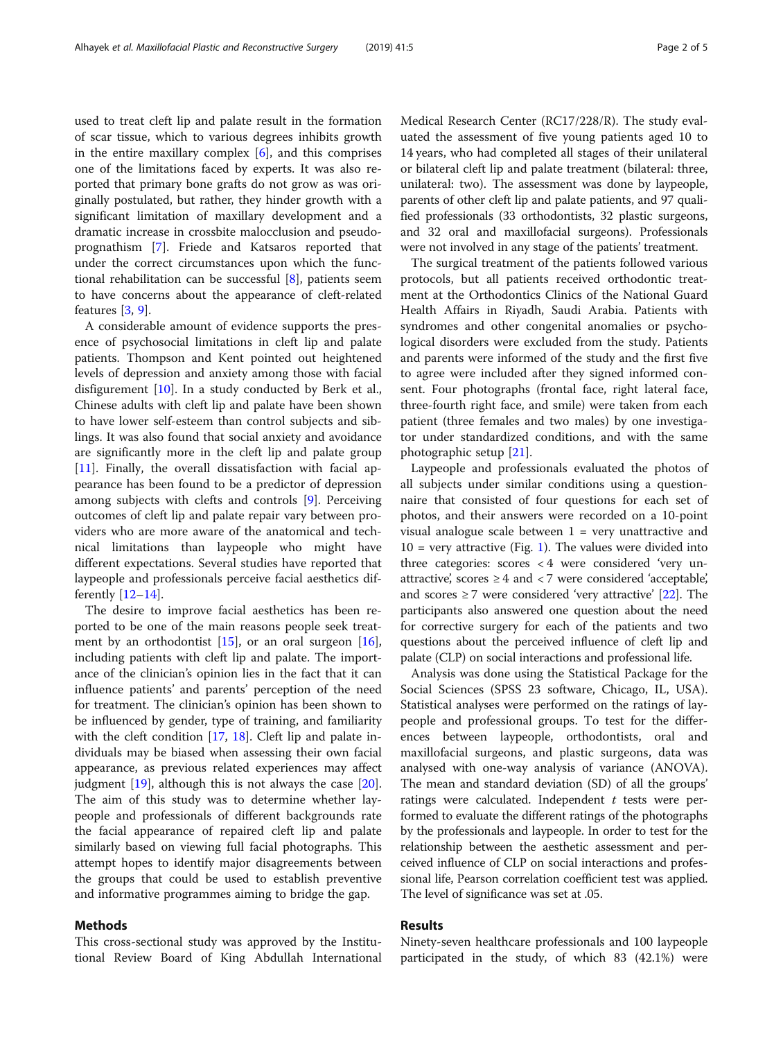used to treat cleft lip and palate result in the formation of scar tissue, which to various degrees inhibits growth in the entire maxillary complex [6], and this comprises one of the limitations faced by experts. It was also reported that primary bone grafts do not grow as was originally postulated, but rather, they hinder growth with a significant limitation of maxillary development and a dramatic increase in crossbite malocclusion and pseudoprognathism [7]. Friede and Katsaros reported that under the correct circumstances upon which the functional rehabilitation can be successful [8], patients seem to have concerns about the appearance of cleft-related features [3, 9].

A considerable amount of evidence supports the presence of psychosocial limitations in cleft lip and palate patients. Thompson and Kent pointed out heightened levels of depression and anxiety among those with facial disfigurement [10]. In a study conducted by Berk et al., Chinese adults with cleft lip and palate have been shown to have lower self-esteem than control subjects and siblings. It was also found that social anxiety and avoidance are significantly more in the cleft lip and palate group [11]. Finally, the overall dissatisfaction with facial appearance has been found to be a predictor of depression among subjects with clefts and controls [9]. Perceiving outcomes of cleft lip and palate repair vary between providers who are more aware of the anatomical and technical limitations than laypeople who might have different expectations. Several studies have reported that laypeople and professionals perceive facial aesthetics differently [12–14].

The desire to improve facial aesthetics has been reported to be one of the main reasons people seek treatment by an orthodontist [15], or an oral surgeon [16], including patients with cleft lip and palate. The importance of the clinician's opinion lies in the fact that it can influence patients' and parents' perception of the need for treatment. The clinician's opinion has been shown to be influenced by gender, type of training, and familiarity with the cleft condition [17, 18]. Cleft lip and palate individuals may be biased when assessing their own facial appearance, as previous related experiences may affect judgment [19], although this is not always the case [20]. The aim of this study was to determine whether laypeople and professionals of different backgrounds rate the facial appearance of repaired cleft lip and palate similarly based on viewing full facial photographs. This attempt hopes to identify major disagreements between the groups that could be used to establish preventive and informative programmes aiming to bridge the gap.

## Methods

This cross-sectional study was approved by the Institutional Review Board of King Abdullah International Medical Research Center (RC17/228/R). The study evaluated the assessment of five young patients aged 10 to 14 years, who had completed all stages of their unilateral or bilateral cleft lip and palate treatment (bilateral: three, unilateral: two). The assessment was done by laypeople, parents of other cleft lip and palate patients, and 97 qualified professionals (33 orthodontists, 32 plastic surgeons, and 32 oral and maxillofacial surgeons). Professionals were not involved in any stage of the patients' treatment.

The surgical treatment of the patients followed various protocols, but all patients received orthodontic treatment at the Orthodontics Clinics of the National Guard Health Affairs in Riyadh, Saudi Arabia. Patients with syndromes and other congenital anomalies or psychological disorders were excluded from the study. Patients and parents were informed of the study and the first five to agree were included after they signed informed consent. Four photographs (frontal face, right lateral face, three-fourth right face, and smile) were taken from each patient (three females and two males) by one investigator under standardized conditions, and with the same photographic setup [21].

Laypeople and professionals evaluated the photos of all subjects under similar conditions using a questionnaire that consisted of four questions for each set of photos, and their answers were recorded on a 10-point visual analogue scale between 1 = very unattractive and 10 = very attractive (Fig. 1). The values were divided into three categories: scores < 4 were considered 'very unattractive', scores ≥ 4 and < 7 were considered 'acceptable', and scores ≥ 7 were considered 'very attractive' [22]. The participants also answered one question about the need for corrective surgery for each of the patients and two questions about the perceived influence of cleft lip and palate (CLP) on social interactions and professional life.

Analysis was done using the Statistical Package for the Social Sciences (SPSS 23 software, Chicago, IL, USA). Statistical analyses were performed on the ratings of laypeople and professional groups. To test for the differences between laypeople, orthodontists, oral and maxillofacial surgeons, and plastic surgeons, data was analysed with one-way analysis of variance (ANOVA). The mean and standard deviation (SD) of all the groups' ratings were calculated. Independent $t$ tests were performed to evaluate the different ratings of the photographs by the professionals and laypeople. In order to test for the relationship between the aesthetic assessment and perceived influence of CLP on social interactions and professional life, Pearson correlation coefficient test was applied. The level of significance was set at .05.

## Results

Ninety-seven healthcare professionals and 100 laypeople participated in the study, of which 83 (42.1%) were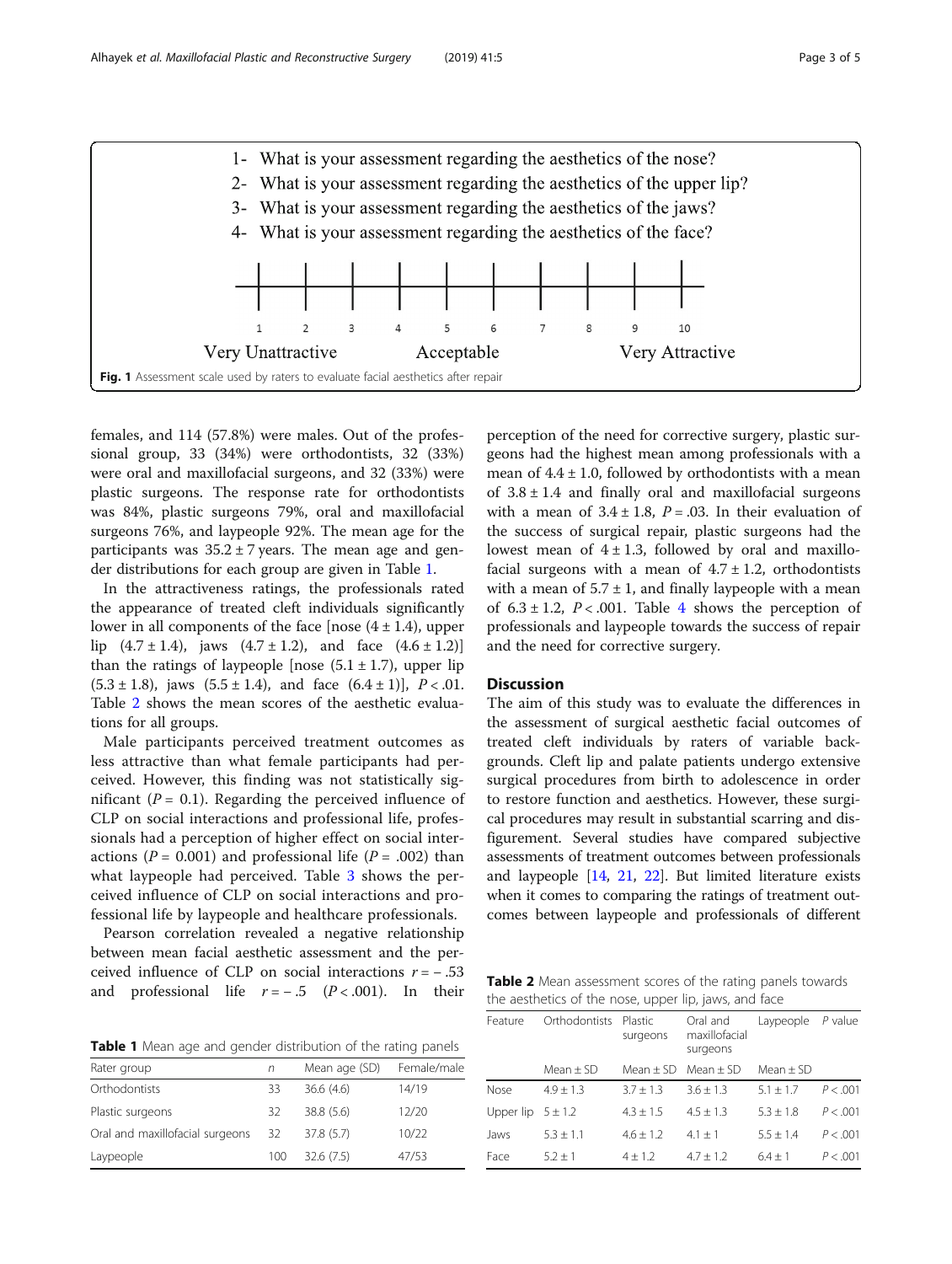1- What is your assessment regarding the aesthetics of the nose?

2- What is your assessment regarding the aesthetics of the upper lip?

3- What is your assessment regarding the aesthetics of the jaws?

4- What is your assessment regarding the aesthetics of the face?

1 2 3 4 5 6 7 8 9 10

Very Unattractive Acceptable Very Attractive

**Fig. 1** Assessment scale used by raters to evaluate facial aesthetics after repair

females, and 114 (57.8%) were males. Out of the professional group, 33 (34%) were orthodontists, 32 (33%) were oral and maxillofacial surgeons, and 32 (33%) were plastic surgeons. The response rate for orthodontists was 84%, plastic surgeons 79%, oral and maxillofacial surgeons 76%, and laypeople 92%. The mean age for the participants was 35.2 ± 7 years. The mean age and gender distributions for each group are given in Table 1.

In the attractiveness ratings, the professionals rated the appearance of treated cleft individuals significantly lower in all components of the face [nose (4 ± 1.4), upper lip (4.7 ± 1.4), jaws (4.7 ± 1.2), and face (4.6 ± 1.2)] than the ratings of laypeople [nose (5.1 ± 1.7), upper lip (5.3 ± 1.8), jaws (5.5 ± 1.4), and face (6.4 ± 1)], $P < .01$. Table 2 shows the mean scores of the aesthetic evaluations for all groups.

Male participants perceived treatment outcomes as less attractive than what female participants had perceived. However, this finding was not statistically significant ($P = 0.1$). Regarding the perceived influence of CLP on social interactions and professional life, professionals had a perception of higher effect on social interactions ($P = 0.001$) and professional life ($P = .002$) than what laypeople had perceived. Table 3 shows the perceived influence of CLP on social interactions and professional life by laypeople and healthcare professionals.

Pearson correlation revealed a negative relationship between mean facial aesthetic assessment and the perceived influence of CLP on social interactions $r = -.53$ and professional life $r = -.5$ ($P < .001$). In their perception of the need for corrective surgery, plastic surgeons had the highest mean among professionals with a mean of 4.4 ± 1.0, followed by orthodontists with a mean of 3.8 ± 1.4 and finally oral and maxillofacial surgeons with a mean of 3.4 ± 1.8, $P = .03$. In their evaluation of the success of surgical repair, plastic surgeons had the lowest mean of 4 ± 1.3, followed by oral and maxillofacial surgeons with a mean of 4.7 ± 1.2, orthodontists with a mean of 5.7 ± 1, and finally laypeople with a mean of 6.3 ± 1.2, $P < .001$. Table 4 shows the perception of professionals and laypeople towards the success of repair and the need for corrective surgery.

**Table 1** Mean age and gender distribution of the rating panels

| Rater group | n | Mean age (SD) | Female/male |
|---|---|---|---|
| Orthodontists | 33 | 36.6 (4.6) | 14/19 |
| Plastic surgeons | 32 | 38.8 (5.6) | 12/20 |
| Oral and maxillofacial surgeons | 32 | 37.8 (5.7) | 10/22 |
| Laypeople | 100 | 32.6 (7.5) | 47/53 |

## Discussion

The aim of this study was to evaluate the differences in the assessment of surgical aesthetic facial outcomes of treated cleft individuals by raters of variable backgrounds. Cleft lip and palate patients undergo extensive surgical procedures from birth to adolescence in order to restore function and aesthetics. However, these surgical procedures may result in substantial scarring and disfigurement. Several studies have compared subjective assessments of treatment outcomes between professionals and laypeople [14, 21, 22]. But limited literature exists when it comes to comparing the ratings of treatment outcomes between laypeople and professionals of different

**Table 2** Mean assessment scores of the rating panels towards the aesthetics of the nose, upper lip, jaws, and face

| Feature | Orthodontists | Plastic surgeons | Oral and maxillofacial surgeons | Laypeople | P value |
|---|---|---|---|---|---|
| | Mean ± SD | Mean ± SD | Mean ± SD | Mean ± SD | |
| Nose | 4.9 ± 1.3 | 3.7 ± 1.3 | 3.6 ± 1.3 | 5.1 ± 1.7 | $P < .001$ |
| Upper lip | 5 ± 1.2 | 4.3 ± 1.5 | 4.5 ± 1.3 | 5.3 ± 1.8 | $P < .001$ |
| Jaws | 5.3 ± 1.1 | 4.6 ± 1.2 | 4.1 ± 1 | 5.5 ± 1.4 | $P < .001$ |
| Face | 5.2 ± 1 | 4 ± 1.2 | 4.7 ± 1.2 | 6.4 ± 1 | $P < .001$ |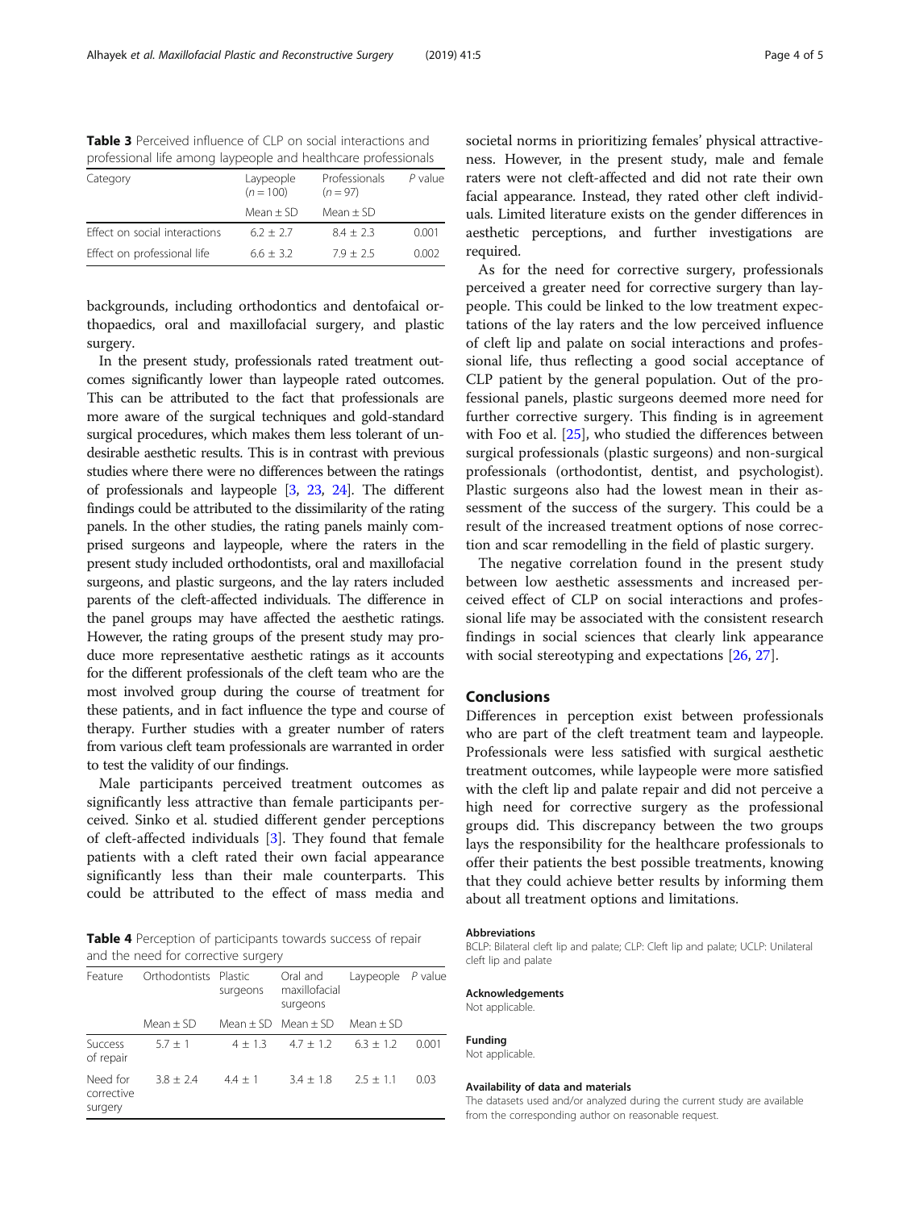**Table 3** Perceived influence of CLP on social interactions and professional life among laypeople and healthcare professionals

| Category | Laypeople (n = 100) | Professionals (n = 97) | P value |
|---|---|---|---|
| | Mean ± SD | Mean ± SD | |
| Effect on social interactions | 6.2 ± 2.7 | 8.4 ± 2.3 | 0.001 |
| Effect on professional life | 6.6 ± 3.2 | 7.9 ± 2.5 | 0.002 |

backgrounds, including orthodontics and dentofaical orthopaedics, oral and maxillofacial surgery, and plastic surgery.

In the present study, professionals rated treatment outcomes significantly lower than laypeople rated outcomes. This can be attributed to the fact that professionals are more aware of the surgical techniques and gold-standard surgical procedures, which makes them less tolerant of undesirable aesthetic results. This is in contrast with previous studies where there were no differences between the ratings of professionals and laypeople [3, 23, 24]. The different findings could be attributed to the dissimilarity of the rating panels. In the other studies, the rating panels mainly comprised surgeons and laypeople, where the raters in the present study included orthodontists, oral and maxillofacial surgeons, and plastic surgeons, and the lay raters included parents of the cleft-affected individuals. The difference in the panel groups may have affected the aesthetic ratings. However, the rating groups of the present study may produce more representative aesthetic ratings as it accounts for the different professionals of the cleft team who are the most involved group during the course of treatment for these patients, and in fact influence the type and course of therapy. Further studies with a greater number of raters from various cleft team professionals are warranted in order to test the validity of our findings.

Male participants perceived treatment outcomes as significantly less attractive than female participants perceived. Sinko et al. studied different gender perceptions of cleft-affected individuals [3]. They found that female patients with a cleft rated their own facial appearance significantly less than their male counterparts. This could be attributed to the effect of mass media and societal norms in prioritizing females' physical attractiveness. However, in the present study, male and female raters were not cleft-affected and did not rate their own facial appearance. Instead, they rated other cleft individuals. Limited literature exists on the gender differences in aesthetic perceptions, and further investigations are required.

As for the need for corrective surgery, professionals perceived a greater need for corrective surgery than laypeople. This could be linked to the low treatment expectations of the lay raters and the low perceived influence of cleft lip and palate on social interactions and professional life, thus reflecting a good social acceptance of CLP patient by the general population. Out of the professional panels, plastic surgeons deemed more need for further corrective surgery. This finding is in agreement with Foo et al. [25], who studied the differences between surgical professionals (plastic surgeons) and non-surgical professionals (orthodontist, dentist, and psychologist). Plastic surgeons also had the lowest mean in their assessment of the success of the surgery. This could be a result of the increased treatment options of nose correction and scar remodelling in the field of plastic surgery.

The negative correlation found in the present study between low aesthetic assessments and increased perceived effect of CLP on social interactions and professional life may be associated with the consistent research findings in social sciences that clearly link appearance with social stereotyping and expectations [26, 27].

**Table 4** Perception of participants towards success of repair and the need for corrective surgery

| Feature | Orthodontists | Plastic surgeons | Oral and maxillofacial surgeons | Laypeople | P value |
|---|---|---|---|---|---|
| | Mean ± SD | Mean ± SD | Mean ± SD | Mean ± SD | |
| Success of repair | 5.7 ± 1 | 4 ± 1.3 | 4.7 ± 1.2 | 6.3 ± 1.2 | 0.001 |
| Need for corrective surgery | 3.8 ± 2.4 | 4.4 ± 1 | 3.4 ± 1.8 | 2.5 ± 1.1 | 0.03 |

## Conclusions

Differences in perception exist between professionals who are part of the cleft treatment team and laypeople. Professionals were less satisfied with surgical aesthetic treatment outcomes, while laypeople were more satisfied with the cleft lip and palate repair and did not perceive a high need for corrective surgery as the professional groups did. This discrepancy between the two groups lays the responsibility for the healthcare professionals to offer their patients the best possible treatments, knowing that they could achieve better results by informing them about all treatment options and limitations.

#### Abbreviations

BCLP: Bilateral cleft lip and palate; CLP: Cleft lip and palate; UCLP: Unilateral cleft lip and palate

#### Acknowledgements

Not applicable.

#### Funding

Not applicable.

#### Availability of data and materials

The datasets used and/or analyzed during the current study are available from the corresponding author on reasonable request.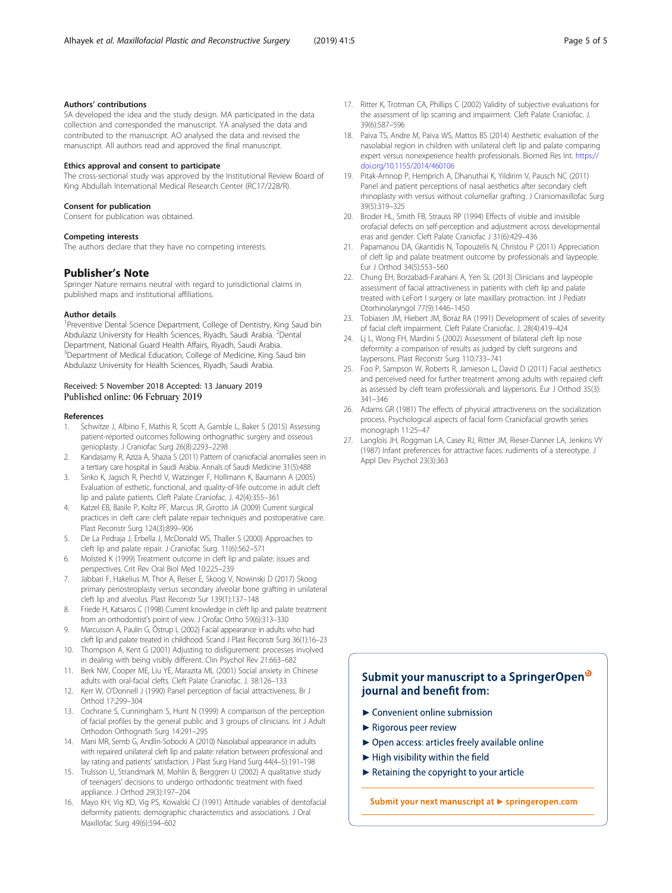### Authors' contributions

SA developed the idea and the study design. MA participated in the data collection and corresponded the manuscript. YA analysed the data and contributed to the manuscript. AO analysed the data and revised the manuscript. All authors read and approved the final manuscript.

### Ethics approval and consent to participate

The cross-sectional study was approved by the Institutional Review Board of King Abdullah International Medical Research Center (RC17/228/R).

### Consent for publication

Consent for publication was obtained.

### Competing interests

The authors declare that they have no competing interests.

## Publisher's Note

Springer Nature remains neutral with regard to jurisdictional claims in published maps and institutional affiliations.

### Author details

[1]Preventive Dental Science Department, College of Dentistry, King Saud bin Abdulaziz University for Health Sciences, Riyadh, Saudi Arabia. [2]Dental Department, National Guard Health Affairs, Riyadh, Saudi Arabia. [3]Department of Medical Education, College of Medicine, King Saud bin Abdulaziz University for Health Sciences, Riyadh, Saudi Arabia.

Received: 5 November 2018 Accepted: 13 January 2019
Published online: 06 February 2019

### References

1. Schwitze J, Albino F, Mathis R, Scott A, Gamble L, Baker S (2015) Assessing patient-reported outcomes following orthognathic surgery and osseous genioplasty. J Craniofac Surg 26(8):2293–2298
2. Kandasamy R, Aziza A, Shazia S (2011) Pattern of craniofacial anomalies seen in a tertiary care hospital in Saudi Arabia. Annals of Saudi Medicine 31(5):488
3. Sinko K, Jagsch R, Prechtl V, Watzinger F, Hollmann K, Baumann A (2005) Evaluation of esthetic, functional, and quality-of-life outcome in adult cleft lip and palate patients. Cleft Palate Craniofac. J. 42(4):355–361
4. Katzel EB, Basile P, Koltz PF, Marcus JR, Girotto JA (2009) Current surgical practices in cleft care: cleft palate repair techniques and postoperative care. Plast Reconstr Surg 124(3):899–906
5. De La Pedraja J, Erbella J, McDonald WS, Thaller S (2000) Approaches to cleft lip and palate repair. J Craniofac Surg. 11(6):562–571
6. Molsted K (1999) Treatment outcome in cleft lip and palate: issues and perspectives. Crit Rev Oral Biol Med 10:225–239
7. Jabbari F, Hakelius M, Thor A, Reiser E, Skoog V, Nowinski D (2017) Skoog primary periosteoplasty versus secondary alveolar bone grafting in unilateral cleft lip and alveolus. Plast Reconstr Sur 139(1):137–148
8. Friede H, Katsaros C (1998) Current knowledge in cleft lip and palate treatment from an orthodontist's point of view. J Orofac Ortho 59(6):313–330
9. Marcusson A, Paulin G, Östrup L (2002) Facial appearance in adults who had cleft lip and palate treated in childhood. Scand J Plast Reconstr Surg 36(1):16–23
10. Thompson A, Kent G (2001) Adjusting to disfigurement: processes involved in dealing with being visibly different. Clin Psychol Rev 21:663–682
11. Berk NW, Cooper ME, Liu YE, Marazita ML (2001) Social anxiety in Chinese adults with oral-facial clefts. Cleft Palate Craniofac. J. 38:126–133
12. Kerr W, O'Donnell J (1990) Panel perception of facial attractiveness. Br J Orthod 17:299–304
13. Cochrane S, Cunningham S, Hunt N (1999) A comparison of the perception of facial profiles by the general public and 3 groups of clinicians. Int J Adult Orthodon Orthognath Surg 14:291–295
14. Mani MR, Semb G, Andlin-Sobocki A (2010) Nasolabial appearance in adults with repaired unilateral cleft lip and palate: relation between professional and lay rating and patients' satisfaction. J Plast Surg Hand Surg 44(4–5):191–198
15. Trulsson U, Strandmark M, Mohlin B, Berggren U (2002) A qualitative study of teenagers' decisions to undergo orthodontic treatment with fixed appliance. J Orthod 29(3):197–204
16. Mayo KH, Vig KD, Vig PS, Kowalski CJ (1991) Attitude variables of dentofacial deformity patients: demographic characteristics and associations. J Oral Maxillofac Surg 49(6):594–602
17. Ritter K, Trotman CA, Phillips C (2002) Validity of subjective evaluations for the assessment of lip scarring and impairment. Cleft Palate Craniofac. J. 39(6):587–596
18. Paiva TS, Andre M, Paiva WS, Mattos BS (2014) Aesthetic evaluation of the nasolabial region in children with unilateral cleft lip and palate comparing expert versus nonexperience health professionals. Biomed Res Int. https://doi.org/10.1155/2014/460106
19. Pitak-Arnnop P, Hemprich A, Dhanuthai K, Yildirim V, Pausch NC (2011) Panel and patient perceptions of nasal aesthetics after secondary cleft rhinoplasty with versus without columellar grafting. J Craniomaxillofac Surg 39(5):319–325
20. Broder HL, Smith FB, Strauss RP (1994) Effects of visible and invisible orofacial defects on self-perception and adjustment across developmental eras and gender. Cleft Palate Craniofac J 31(6):429–436
21. Papamanou DA, Gkantidis N, Topouzelis N, Christou P (2011) Appreciation of cleft lip and palate treatment outcome by professionals and laypeople. Eur J Orthod 34(5):553–560
22. Chung EH, Borzabadi-Farahani A, Yen SL (2013) Clinicians and laypeople assessment of facial attractiveness in patients with cleft lip and palate treated with LeFort I surgery or late maxillary protraction. Int J Pediatr Otorhinolaryngol 77(9):1446–1450
23. Tobiasen JM, Hiebert JM, Boraz RA (1991) Development of scales of severity of facial cleft impairment. Cleft Palate Craniofac. J. 28(4):419–424
24. Lj L, Wong FH, Mardini S (2002) Assessment of bilateral cleft lip nose deformity: a comparison of results as judged by cleft surgeons and laypersons. Plast Reconstr Surg 110:733–741
25. Foo P, Sampson W, Roberts R, Jamieson L, David D (2011) Facial aesthetics and perceived need for further treatment among adults with repaired cleft as assessed by cleft team professionals and laypersons. Eur J Orthod 35(3): 341–346
26. Adams GR (1981) The effects of physical attractiveness on the socialization process. Psychological aspects of facial form Craniofacial growth series monograph 11:25–47
27. Langlois JH, Roggman LA, Casey RJ, Ritter JM, Rieser-Danner LA, Jenkins VY (1987) Infant preferences for attractive faces: rudiments of a stereotype. J Appl Dev Psychol 23(3):363

**Submit your manuscript to a SpringerOpen journal and benefit from:**

- ► Convenient online submission
- ► Rigorous peer review
- ► Open access: articles freely available online
- ► High visibility within the field
- ► Retaining the copyright to your article

Submit your next manuscript at ► springeropen.com